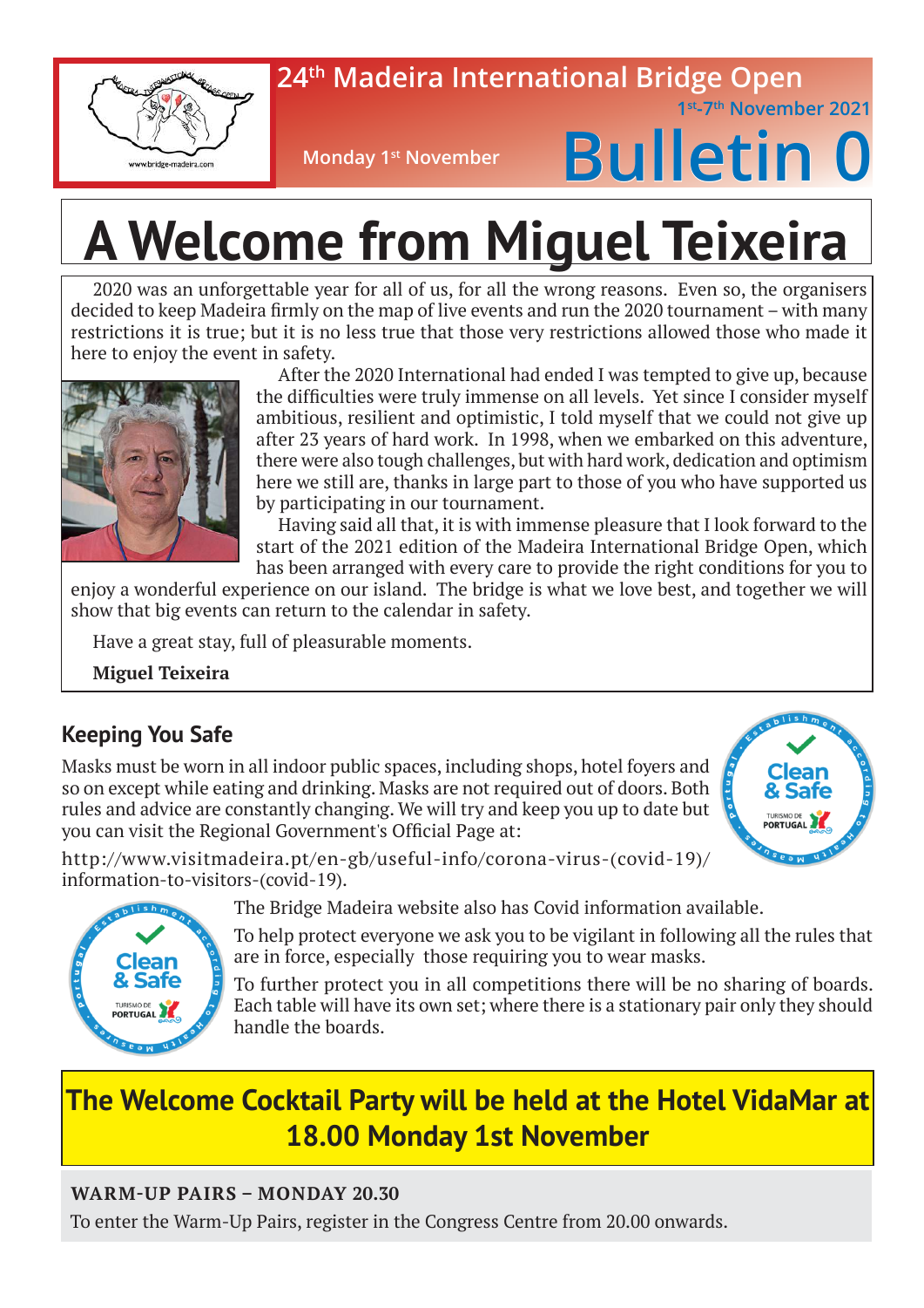# 24th Madeira International Bridge Open

1st-7th November 2021

Monday 1st November

# Bulletin 0

# A Welcome from Miguel Teixeira

2020 was an unforgettable year for all of us, for all the wrong reasons. Even so, the organisers decided to keep Madeira firmly on the map of live events and run the 2020 tournament – with many restrictions it is true; but it is no less true that those very restrictions allowed those who made it here to enjoy the event in safety.

After the 2020 International had ended I was tempted to give up, because the difficulties were truly immense on all levels. Yet since I consider myself ambitious, resilient and optimistic, I told myself that we could not give up after 23 years of hard work. In 1998, when we embarked on this adventure, there were also tough challenges, but with hard work, dedication and optimism here we still are, thanks in large part to those of you who have supported us by participating in our tournament.

Having said all that, it is with immense pleasure that I look forward to the start of the 2021 edition of the Madeira International Bridge Open, which has been arranged with every care to provide the right conditions for you to enjoy a wonderful experience on our island. The bridge is what we love best, and together we will show that big events can return to the calendar in safety.

Have a great stay, full of pleasurable moments.

**Miguel Teixeira**

## Keeping You Safe

Masks must be worn in all indoor public spaces, including shops, hotel foyers and so on except while eating and drinking. Masks are not required out of doors. Both rules and advice are constantly changing. We will try and keep you up to date but you can visit the Regional Government's Official Page at:

http://www.visitmadeira.pt/en-gb/useful-info/corona-virus-(covid-19)/information-to-visitors-(covid-19).

The Bridge Madeira website also has Covid information available.

To help protect everyone we ask you to be vigilant in following all the rules that are in force, especially those requiring you to wear masks.

To further protect you in all competitions there will be no sharing of boards. Each table will have its own set; where there is a stationary pair only they should handle the boards.

**The Welcome Cocktail Party will be held at the Hotel VidaMar at 18.00 Monday 1st November**

**WARM-UP PAIRS – MONDAY 20.30**

To enter the Warm-Up Pairs, register in the Congress Centre from 20.00 onwards.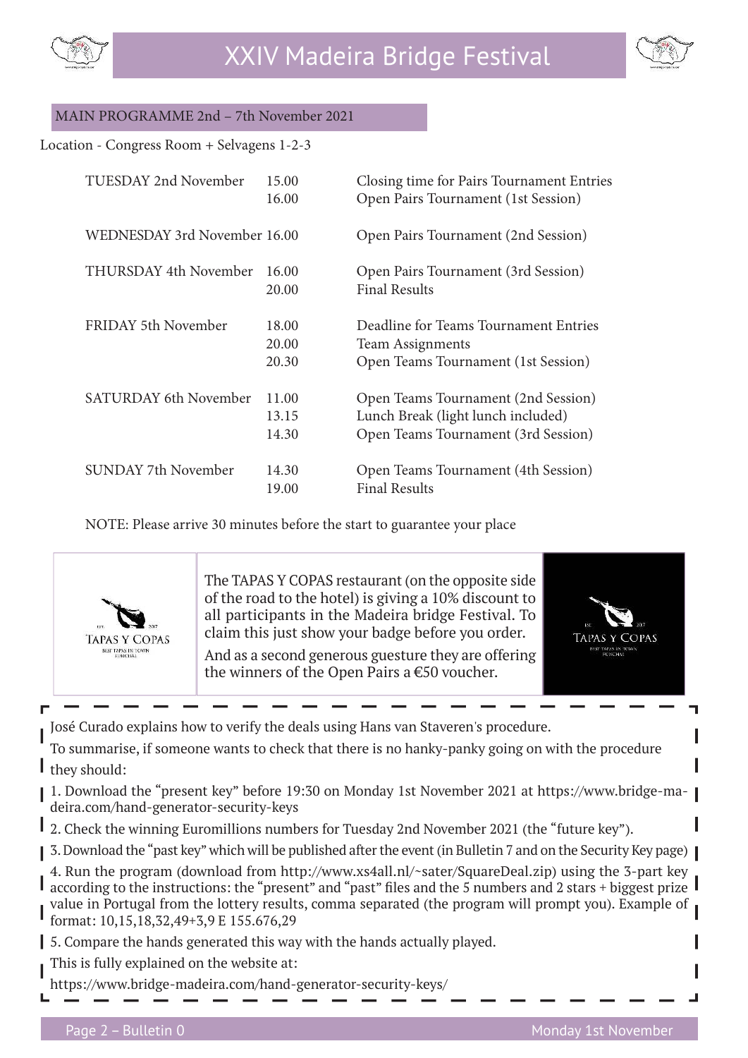# XXIV Madeira Bridge Festival

## MAIN PROGRAMME 2nd – 7th November 2021

Location - Congress Room + Selvagens 1-2-3

| Day | Time | Event |
|---|---|---|
| TUESDAY 2nd November | 15.00 | Closing time for Pairs Tournament Entries |
| | 16.00 | Open Pairs Tournament (1st Session) |
| WEDNESDAY 3rd November | 16.00 | Open Pairs Tournament (2nd Session) |
| THURSDAY 4th November | 16.00 | Open Pairs Tournament (3rd Session) |
| | 20.00 | Final Results |
| FRIDAY 5th November | 18.00 | Deadline for Teams Tournament Entries |
| | 20.00 | Team Assignments |
| | 20.30 | Open Teams Tournament (1st Session) |
| SATURDAY 6th November | 11.00 | Open Teams Tournament (2nd Session) |
| | 13.15 | Lunch Break (light lunch included) |
| | 14.30 | Open Teams Tournament (3rd Session) |
| SUNDAY 7th November | 14.30 | Open Teams Tournament (4th Session) |
| | 19.00 | Final Results |

NOTE: Please arrive 30 minutes before the start to guarantee your place

The TAPAS Y COPAS restaurant (on the opposite side of the road to the hotel) is giving a 10% discount to all participants in the Madeira bridge Festival. To claim this just show your badge before you order.

And as a second generous guesture they are offering the winners of the Open Pairs a €50 voucher.

---

José Curado explains how to verify the deals using Hans van Staveren's procedure.

To summarise, if someone wants to check that there is no hanky-panky going on with the procedure they should:

1. Download the "present key" before 19:30 on Monday 1st November 2021 at https://www.bridge-madeira.com/hand-generator-security-keys
2. Check the winning Euromillions numbers for Tuesday 2nd November 2021 (the "future key").
3. Download the "past key" which will be published after the event (in Bulletin 7 and on the Security Key page)
4. Run the program (download from http://www.xs4all.nl/~sater/SquareDeal.zip) using the 3-part key according to the instructions: the "present" and "past" files and the 5 numbers and 2 stars + biggest prize value in Portugal from the lottery results, comma separated (the program will prompt you). Example of format: 10,15,18,32,49+3,9 E 155.676,29
5. Compare the hands generated this way with the hands actually played.

This is fully explained on the website at:

https://www.bridge-madeira.com/hand-generator-security-keys/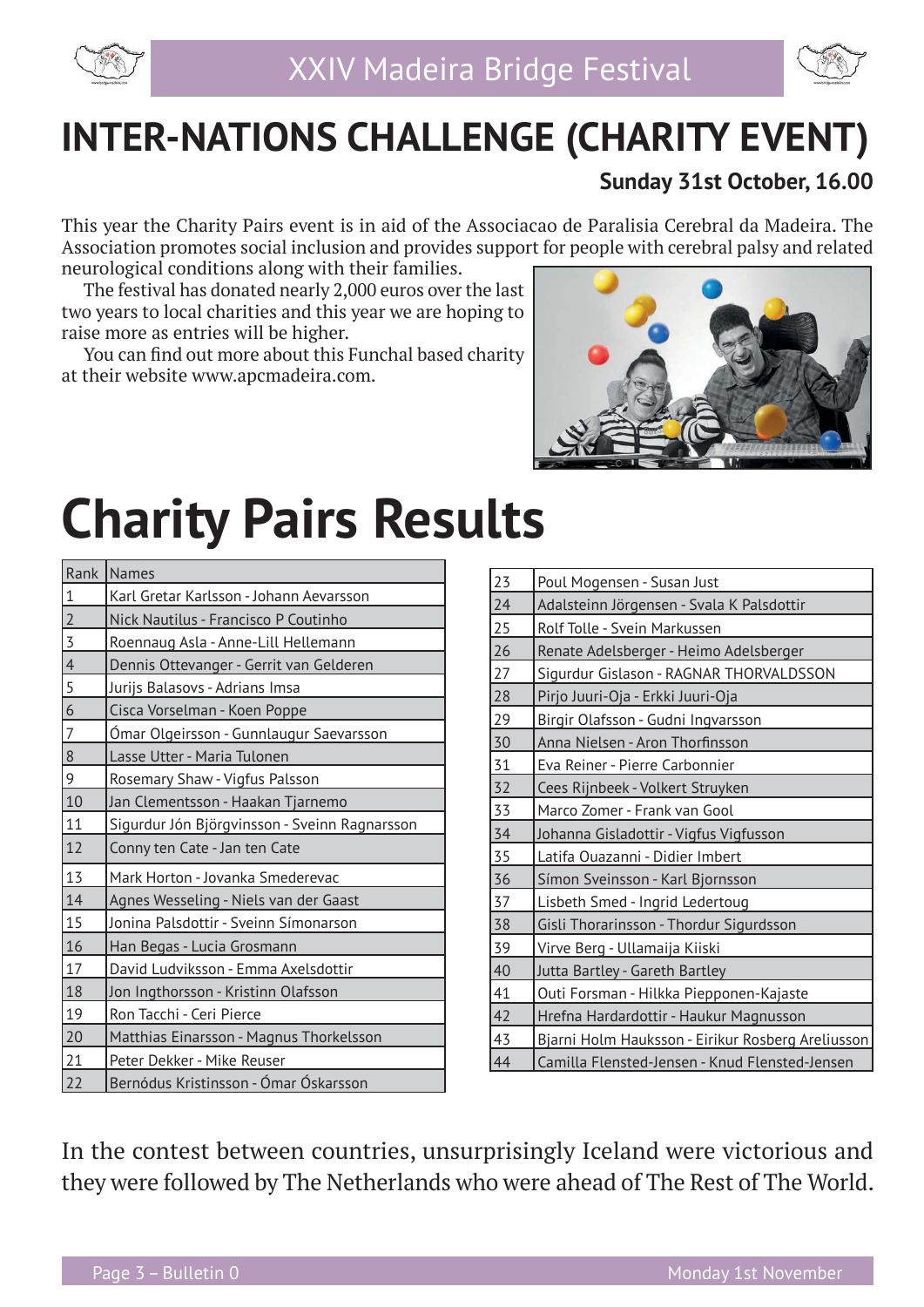# INTER-NATIONS CHALLENGE (CHARITY EVENT)

**Sunday 31st October, 16.00**

This year the Charity Pairs event is in aid of the Associacao de Paralisia Cerebral da Madeira. The Association promotes social inclusion and provides support for people with cerebral palsy and related neurological conditions along with their families.

The festival has donated nearly 2,000 euros over the last two years to local charities and this year we are hoping to raise more as entries will be higher.

You can find out more about this Funchal based charity at their website www.apcmadeira.com.

# Charity Pairs Results

| Rank | Names |
|---|---|
| 1 | Karl Gretar Karlsson - Johann Aevarsson |
| 2 | Nick Nautilus - Francisco P Coutinho |
| 3 | Roennaug Asla - Anne-Lill Hellemann |
| 4 | Dennis Ottevanger - Gerrit van Gelderen |
| 5 | Jurijs Balasovs - Adrians Imsa |
| 6 | Cisca Vorselman - Koen Poppe |
| 7 | Ómar Olgeirsson - Gunnlaugur Saevarsson |
| 8 | Lasse Utter - Maria Tulonen |
| 9 | Rosemary Shaw - Vigfus Palsson |
| 10 | Jan Clementsson - Haakan Tjarnemo |
| 11 | Sigurdur Jón Björgvinsson - Sveinn Ragnarsson |
| 12 | Conny ten Cate - Jan ten Cate |
| 13 | Mark Horton - Jovanka Smederevac |
| 14 | Agnes Wesseling - Niels van der Gaast |
| 15 | Jonina Palsdottir - Sveinn Símonarson |
| 16 | Han Begas - Lucia Grosmann |
| 17 | David Ludviksson - Emma Axelsdottir |
| 18 | Jon Ingthorsson - Kristinn Olafsson |
| 19 | Ron Tacchi - Ceri Pierce |
| 20 | Matthias Einarsson - Magnus Thorkelsson |
| 21 | Peter Dekker - Mike Reuser |
| 22 | Bernódus Kristinsson - Ómar Óskarsson |
| 23 | Poul Mogensen - Susan Just |
| 24 | Adalsteinn Jörgensen - Svala K Palsdottir |
| 25 | Rolf Tolle - Svein Markussen |
| 26 | Renate Adelsberger - Heimo Adelsberger |
| 27 | Sigurdur Gislason - RAGNAR THORVALDSSON |
| 28 | Pirjo Juuri-Oja - Erkki Juuri-Oja |
| 29 | Birgir Olafsson - Gudni Ingvarsson |
| 30 | Anna Nielsen - Aron Thorfinsson |
| 31 | Eva Reiner - Pierre Carbonnier |
| 32 | Cees Rijnbeek - Volkert Struyken |
| 33 | Marco Zomer - Frank van Gool |
| 34 | Johanna Gisladottir - Vigfus Vigfusson |
| 35 | Latifa Ouazanni - Didier Imbert |
| 36 | Símon Sveinsson - Karl Bjornsson |
| 37 | Lisbeth Smed - Ingrid Ledertoug |
| 38 | Gisli Thorarinsson - Thordur Sigurdsson |
| 39 | Virve Berg - Ullamaija Kiiski |
| 40 | Jutta Bartley - Gareth Bartley |
| 41 | Outi Forsman - Hilkka Piepponen-Kajaste |
| 42 | Hrefna Hardardottir - Haukur Magnusson |
| 43 | Bjarni Holm Hauksson - Eirikur Rosberg Areliusson |
| 44 | Camilla Flensted-Jensen - Knud Flensted-Jensen |

In the contest between countries, unsurprisingly Iceland were victorious and they were followed by The Netherlands who were ahead of The Rest of The World.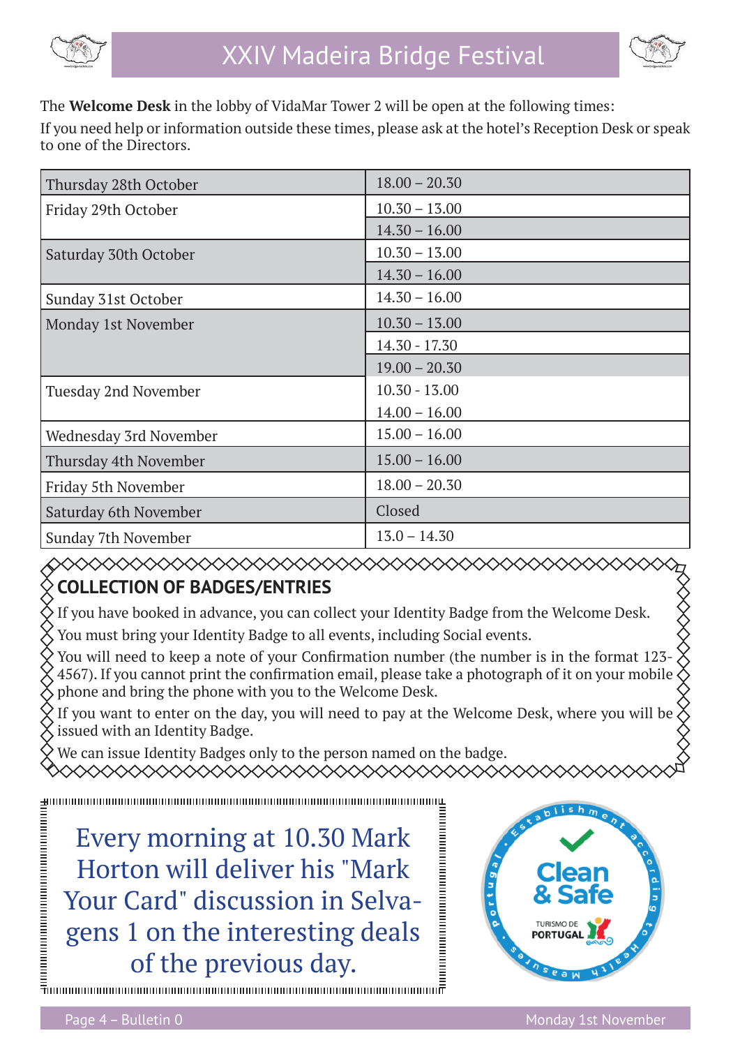The **Welcome Desk** in the lobby of VidaMar Tower 2 will be open at the following times:

If you need help or information outside these times, please ask at the hotel's Reception Desk or speak to one of the Directors.

| | |
|---|---|
| Thursday 28th October | 18.00 – 20.30 |
| Friday 29th October | 10.30 – 13.00 |
| | 14.30 – 16.00 |
| Saturday 30th October | 10.30 – 13.00 |
| | 14.30 – 16.00 |
| Sunday 31st October | 14.30 – 16.00 |
| Monday 1st November | 10.30 – 13.00 |
| | 14.30 - 17.30 |
| | 19.00 – 20.30 |
| Tuesday 2nd November | 10.30 - 13.00 |
| | 14.00 – 16.00 |
| Wednesday 3rd November | 15.00 – 16.00 |
| Thursday 4th November | 15.00 – 16.00 |
| Friday 5th November | 18.00 – 20.30 |
| Saturday 6th November | Closed |
| Sunday 7th November | 13.0 – 14.30 |

## COLLECTION OF BADGES/ENTRIES

If you have booked in advance, you can collect your Identity Badge from the Welcome Desk.

You must bring your Identity Badge to all events, including Social events.

You will need to keep a note of your Confirmation number (the number is in the format 123-4567). If you cannot print the confirmation email, please take a photograph of it on your mobile phone and bring the phone with you to the Welcome Desk.

If you want to enter on the day, you will need to pay at the Welcome Desk, where you will be issued with an Identity Badge.

We can issue Identity Badges only to the person named on the badge.

Every morning at 10.30 Mark Horton will deliver his "Mark Your Card" discussion in Selvagens 1 on the interesting deals of the previous day.

Establishment according to Health Measures · Portugal · Clean & Safe · TURISMO DE PORTUGAL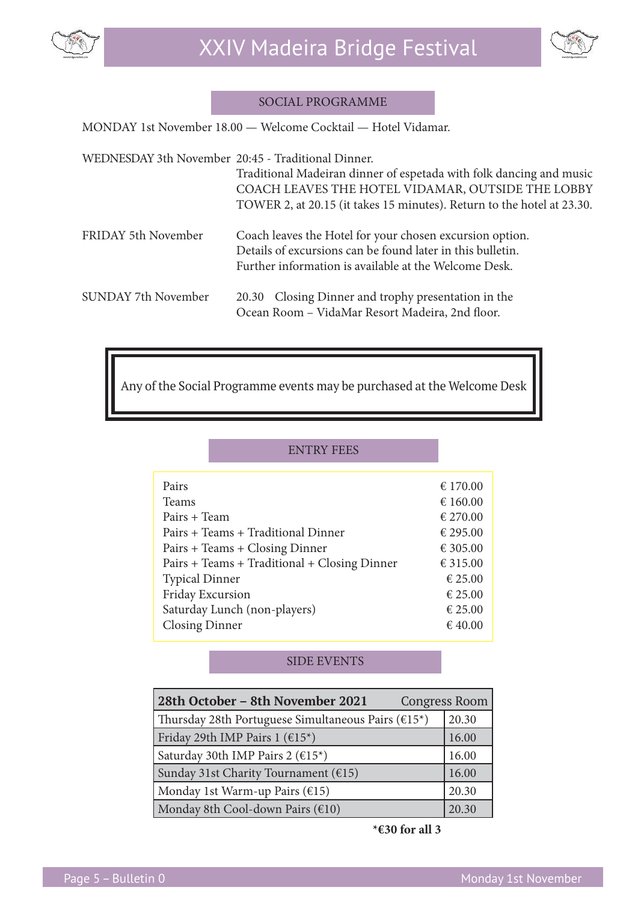## SOCIAL PROGRAMME

MONDAY 1st November 18.00 — Welcome Cocktail — Hotel Vidamar.

WEDNESDAY 3th November 20:45 - Traditional Dinner.
Traditional Madeiran dinner of espetada with folk dancing and music
COACH LEAVES THE HOTEL VIDAMAR, OUTSIDE THE LOBBY TOWER 2, at 20.15 (it takes 15 minutes). Return to the hotel at 23.30.

FRIDAY 5th November
Coach leaves the Hotel for your chosen excursion option.
Details of excursions can be found later in this bulletin.
Further information is available at the Welcome Desk.

SUNDAY 7th November
20.30 Closing Dinner and trophy presentation in the Ocean Room – VidaMar Resort Madeira, 2nd floor.

> Any of the Social Programme events may be purchased at the Welcome Desk

## ENTRY FEES

| | |
|---|---|
| Pairs | € 170.00 |
| Teams | € 160.00 |
| Pairs + Team | € 270.00 |
| Pairs + Teams + Traditional Dinner | € 295.00 |
| Pairs + Teams + Closing Dinner | € 305.00 |
| Pairs + Teams + Traditional + Closing Dinner | € 315.00 |
| Typical Dinner | € 25.00 |
| Friday Excursion | € 25.00 |
| Saturday Lunch (non-players) | € 25.00 |
| Closing Dinner | € 40.00 |

## SIDE EVENTS

| **28th October – 8th November 2021** | Congress Room |
|---|---|
| Thursday 28th Portuguese Simultaneous Pairs (€15*) | 20.30 |
| Friday 29th IMP Pairs 1 (€15*) | 16.00 |
| Saturday 30th IMP Pairs 2 (€15*) | 16.00 |
| Sunday 31st Charity Tournament (€15) | 16.00 |
| Monday 1st Warm-up Pairs (€15) | 20.30 |
| Monday 8th Cool-down Pairs (€10) | 20.30 |

**\*€30 for all 3**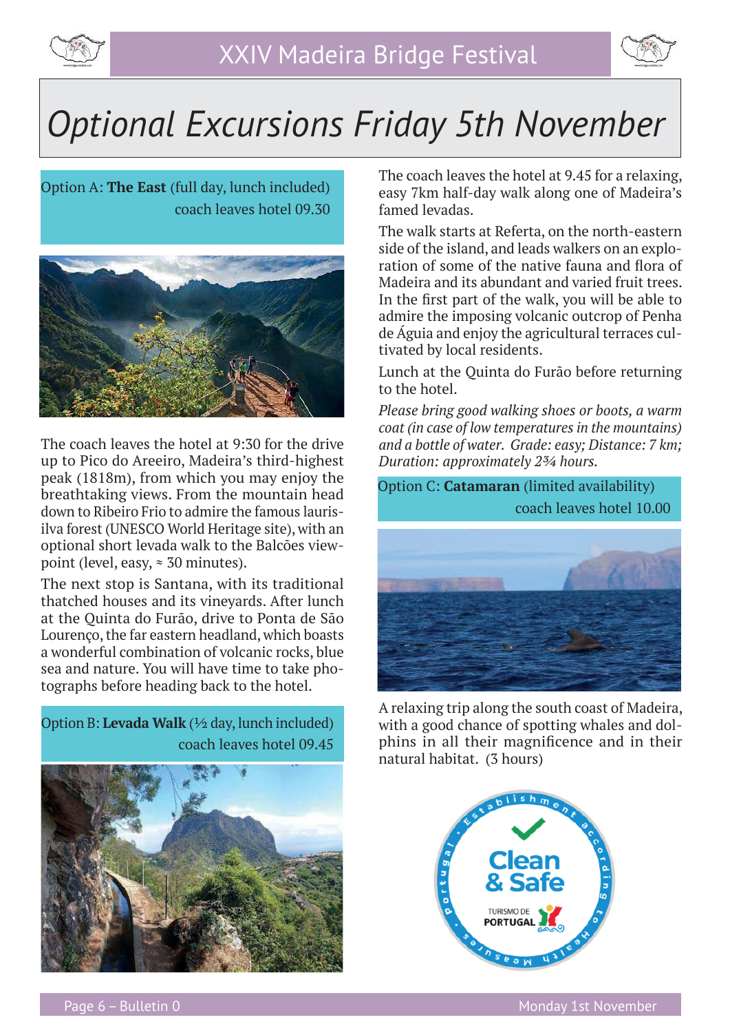# Optional Excursions Friday 5th November

Option A: **The East** (full day, lunch included)
coach leaves hotel 09.30

The coach leaves the hotel at 9:30 for the drive up to Pico do Areeiro, Madeira's third-highest peak (1818m), from which you may enjoy the breathtaking views. From the mountain head down to Ribeiro Frio to admire the famous laurisilva forest (UNESCO World Heritage site), with an optional short levada walk to the Balcões viewpoint (level, easy, ≈ 30 minutes).

The next stop is Santana, with its traditional thatched houses and its vineyards. After lunch at the Quinta do Furão, drive to Ponta de São Lourenço, the far eastern headland, which boasts a wonderful combination of volcanic rocks, blue sea and nature. You will have time to take photographs before heading back to the hotel.

Option B: **Levada Walk** (½ day, lunch included)
coach leaves hotel 09.45

The coach leaves the hotel at 9.45 for a relaxing, easy 7km half-day walk along one of Madeira's famed levadas.

The walk starts at Referta, on the north-eastern side of the island, and leads walkers on an exploration of some of the native fauna and flora of Madeira and its abundant and varied fruit trees. In the first part of the walk, you will be able to admire the imposing volcanic outcrop of Penha de Águia and enjoy the agricultural terraces cultivated by local residents.

Lunch at the Quinta do Furão before returning to the hotel.

*Please bring good walking shoes or boots, a warm coat (in case of low temperatures in the mountains) and a bottle of water. Grade: easy; Distance: 7 km; Duration: approximately 2¾ hours.*

Option C: **Catamaran** (limited availability)
coach leaves hotel 10.00

A relaxing trip along the south coast of Madeira, with a good chance of spotting whales and dolphins in all their magnificence and in their natural habitat. (3 hours)

Clean & Safe – Establishment according to Health Measures – Portugal – Turismo de Portugal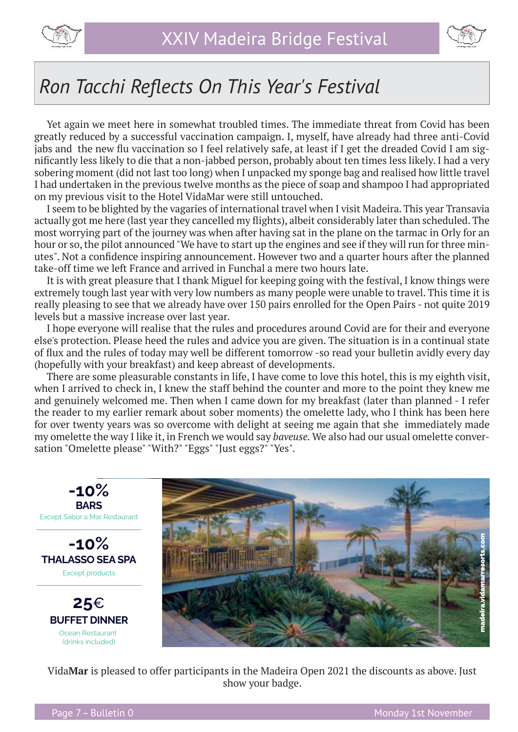# Ron Tacchi Reflects On This Year's Festival

Yet again we meet here in somewhat troubled times. The immediate threat from Covid has been greatly reduced by a successful vaccination campaign. I, myself, have already had three anti-Covid jabs and the new flu vaccination so I feel relatively safe, at least if I get the dreaded Covid I am significantly less likely to die that a non-jabbed person, probably about ten times less likely. I had a very sobering moment (did not last too long) when I unpacked my sponge bag and realised how little travel I had undertaken in the previous twelve months as the piece of soap and shampoo I had appropriated on my previous visit to the Hotel VidaMar were still untouched.

I seem to be blighted by the vagaries of international travel when I visit Madeira. This year Transavia actually got me here (last year they cancelled my flights), albeit considerably later than scheduled. The most worrying part of the journey was when after having sat in the plane on the tarmac in Orly for an hour or so, the pilot announced "We have to start up the engines and see if they will run for three minutes". Not a confidence inspiring announcement. However two and a quarter hours after the planned take-off time we left France and arrived in Funchal a mere two hours late.

It is with great pleasure that I thank Miguel for keeping going with the festival, I know things were extremely tough last year with very low numbers as many people were unable to travel. This time it is really pleasing to see that we already have over 150 pairs enrolled for the Open Pairs - not quite 2019 levels but a massive increase over last year.

I hope everyone will realise that the rules and procedures around Covid are for their and everyone else's protection. Please heed the rules and advice you are given. The situation is in a continual state of flux and the rules of today may well be different tomorrow -so read your bulletin avidly every day (hopefully with your breakfast) and keep abreast of developments.

There are some pleasurable constants in life, I have come to love this hotel, this is my eighth visit, when I arrived to check in, I knew the staff behind the counter and more to the point they knew me and genuinely welcomed me. Then when I came down for my breakfast (later than planned - I refer the reader to my earlier remark about sober moments) the omelette lady, who I think has been here for over twenty years was so overcome with delight at seeing me again that she immediately made my omelette the way I like it, in French we would say *baveuse*. We also had our usual omelette conversation "Omelette please" "With?" "Eggs" "Just eggs?" "Yes".

**-10%**
**BARS**
Except Sabor a Mar Restaurant

**-10%**
**THALASSO SEA SPA**
Except products

**25€**
**BUFFET DINNER**
Ocean Restaurant
(drinks included)

madeira.vidamarresorts.com

Vida**Mar** is pleased to offer participants in the Madeira Open 2021 the discounts as above. Just show your badge.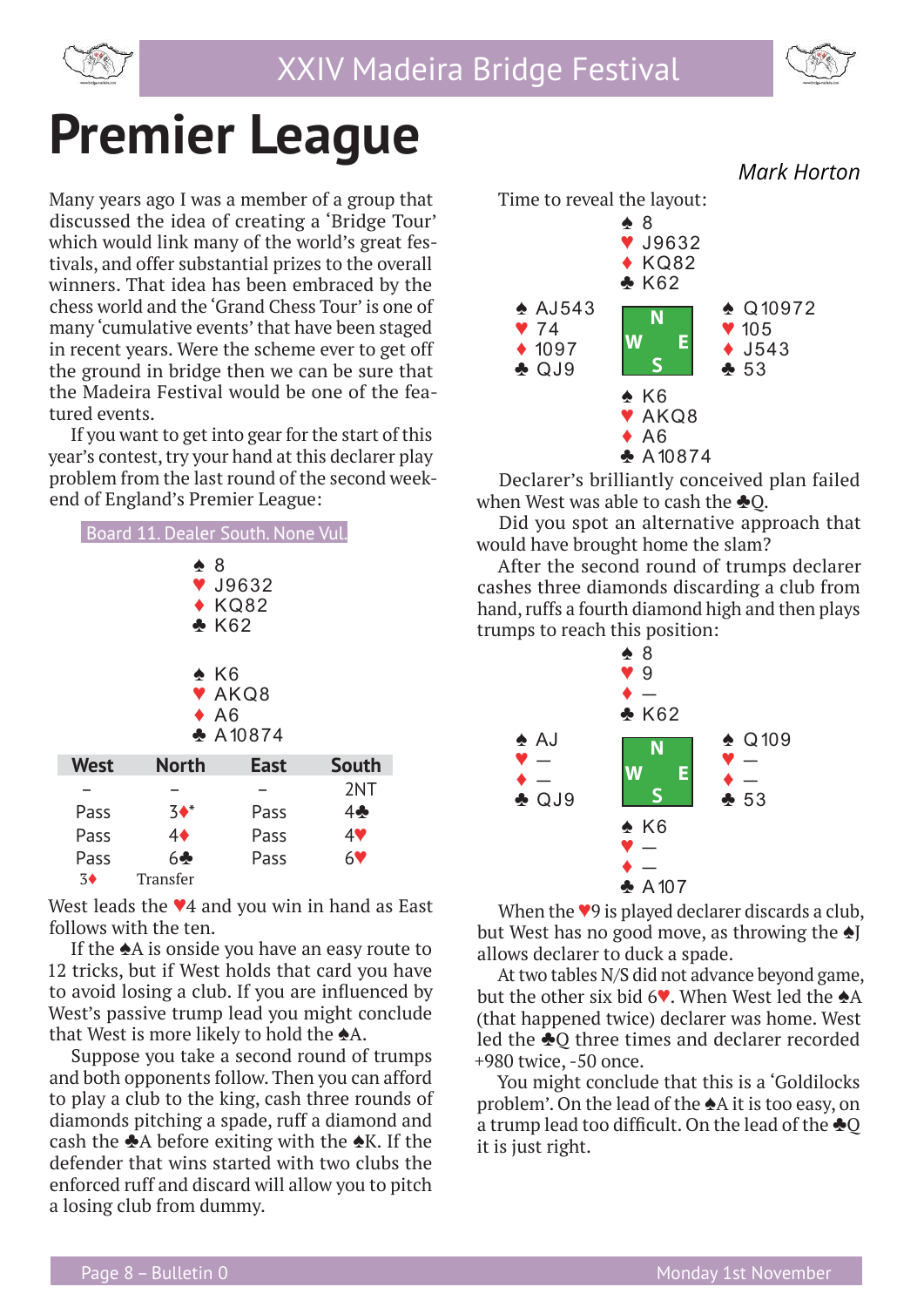# Premier League

*Mark Horton*

Many years ago I was a member of a group that discussed the idea of creating a 'Bridge Tour' which would link many of the world's great festivals, and offer substantial prizes to the overall winners. That idea has been embraced by the chess world and the 'Grand Chess Tour' is one of many 'cumulative events' that have been staged in recent years. Were the scheme ever to get off the ground in bridge then we can be sure that the Madeira Festival would be one of the featured events.

If you want to get into gear for the start of this year's contest, try your hand at this declarer play problem from the last round of the second weekend of England's Premier League:

**Board 11. Dealer South. None Vul.**

```
          ♠ 8
          ♥ J9632
          ♦ KQ82
          ♣ K62

          ♠ K6
          ♥ AKQ8
          ♦ A6
          ♣ A10874
```

| West | North | East | South |
|---|---|---|---|
| – | – | – | 2NT |
| Pass | 3♦* | Pass | 4♣ |
| Pass | 4♦ | Pass | 4♥ |
| Pass | 6♣ | Pass | 6♥ |

3♦ Transfer

West leads the ♥4 and you win in hand as East follows with the ten.

If the ♠A is onside you have an easy route to 12 tricks, but if West holds that card you have to avoid losing a club. If you are influenced by West's passive trump lead you might conclude that West is more likely to hold the ♠A.

Suppose you take a second round of trumps and both opponents follow. Then you can afford to play a club to the king, cash three rounds of diamonds pitching a spade, ruff a diamond and cash the ♣A before exiting with the ♠K. If the defender that wins started with two clubs the enforced ruff and discard will allow you to pitch a losing club from dummy.

Time to reveal the layout:

```
               ♠ 8
               ♥ J9632
               ♦ KQ82
               ♣ K62
♠ AJ543                  ♠ Q10972
♥ 74                     ♥ 105
♦ 1097                   ♦ J543
♣ QJ9                    ♣ 53
               ♠ K6
               ♥ AKQ8
               ♦ A6
               ♣ A10874
```

Declarer's brilliantly conceived plan failed when West was able to cash the ♣Q.

Did you spot an alternative approach that would have brought home the slam?

After the second round of trumps declarer cashes three diamonds discarding a club from hand, ruffs a fourth diamond high and then plays trumps to reach this position:

```
               ♠ 8
               ♥ 9
               ♦ —
               ♣ K62
♠ AJ                     ♠ Q109
♥ —                      ♥ —
♦ —                      ♦ —
♣ QJ9                    ♣ 53
               ♠ K6
               ♥ —
               ♦ —
               ♣ A107
```

When the ♥9 is played declarer discards a club, but West has no good move, as throwing the ♠J allows declarer to duck a spade.

At two tables N/S did not advance beyond game, but the other six bid 6♥. When West led the ♠A (that happened twice) declarer was home. West led the ♣Q three times and declarer recorded +980 twice, -50 once.

You might conclude that this is a 'Goldilocks problem'. On the lead of the ♠A it is too easy, on a trump lead too difficult. On the lead of the ♣Q it is just right.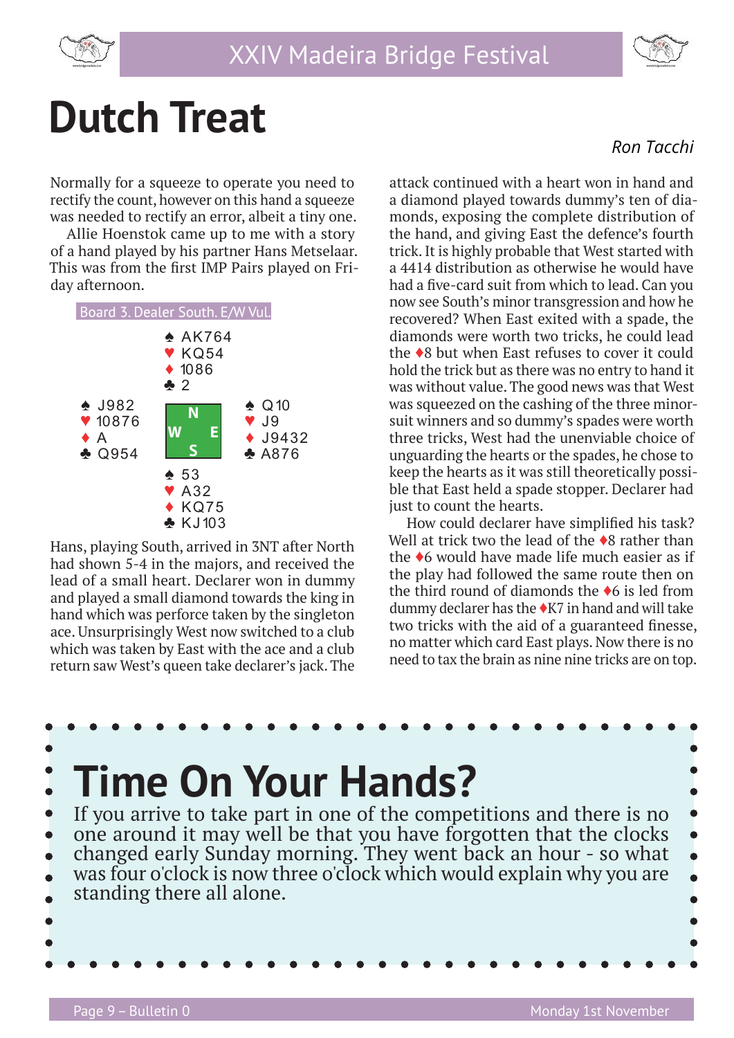# Dutch Treat

*Ron Tacchi*

Normally for a squeeze to operate you need to rectify the count, however on this hand a squeeze was needed to rectify an error, albeit a tiny one.

Allie Hoenstok came up to me with a story of a hand played by his partner Hans Metselaar. This was from the first IMP Pairs played on Friday afternoon.

Board 3. Dealer South. E/W Vul.

| | North | |
|---|---|---|
| | ♠ AK764<br>♥ KQ54<br>♦ 1086<br>♣ 2 | |
| **West**<br>♠ J982<br>♥ 10876<br>♦ A<br>♣ Q954 | | **East**<br>♠ Q10<br>♥ J9<br>♦ J9432<br>♣ A876 |
| | **South**<br>♠ 53<br>♥ A32<br>♦ KQ75<br>♣ KJ103 | |

Hans, playing South, arrived in 3NT after North had shown 5-4 in the majors, and received the lead of a small heart. Declarer won in dummy and played a small diamond towards the king in hand which was perforce taken by the singleton ace. Unsurprisingly West now switched to a club which was taken by East with the ace and a club return saw West's queen take declarer's jack. The attack continued with a heart won in hand and a diamond played towards dummy's ten of diamonds, exposing the complete distribution of the hand, and giving East the defence's fourth trick. It is highly probable that West started with a 4414 distribution as otherwise he would have had a five-card suit from which to lead. Can you now see South's minor transgression and how he recovered? When East exited with a spade, the diamonds were worth two tricks, he could lead the ♦8 but when East refuses to cover it could hold the trick but as there was no entry to hand it was without value. The good news was that West was squeezed on the cashing of the three minor-suit winners and so dummy's spades were worth three tricks, West had the unenviable choice of unguarding the hearts or the spades, he chose to keep the hearts as it was still theoretically possible that East held a spade stopper. Declarer had just to count the hearts.

How could declarer have simplified his task? Well at trick two the lead of the ♦8 rather than the ♦6 would have made life much easier as if the play had followed the same route then on the third round of diamonds the ♦6 is led from dummy declarer has the ♦K7 in hand and will take two tricks with the aid of a guaranteed finesse, no matter which card East plays. Now there is no need to tax the brain as nine nine tricks are on top.

# Time On Your Hands?

If you arrive to take part in one of the competitions and there is no one around it may well be that you have forgotten that the clocks changed early Sunday morning. They went back an hour - so what was four o'clock is now three o'clock which would explain why you are standing there all alone.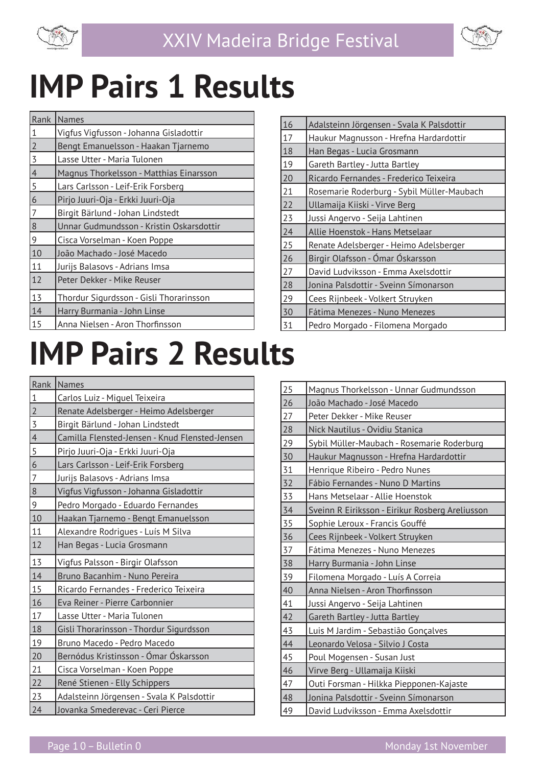# IMP Pairs 1 Results

| Rank | Names |
|---|---|
| 1 | Vigfus Vigfusson - Johanna Gisladottir |
| 2 | Bengt Emanuelsson - Haakan Tjarnemo |
| 3 | Lasse Utter - Maria Tulonen |
| 4 | Magnus Thorkelsson - Matthias Einarsson |
| 5 | Lars Carlsson - Leif-Erik Forsberg |
| 6 | Pirjo Juuri-Oja - Erkki Juuri-Oja |
| 7 | Birgit Bärlund - Johan Lindstedt |
| 8 | Unnar Gudmundsson - Kristin Oskarsdottir |
| 9 | Cisca Vorselman - Koen Poppe |
| 10 | João Machado - José Macedo |
| 11 | Jurijs Balasovs - Adrians Imsa |
| 12 | Peter Dekker - Mike Reuser |
| 13 | Thordur Sigurdsson - Gisli Thorarinsson |
| 14 | Harry Burmania - John Linse |
| 15 | Anna Nielsen - Aron Thorfinsson |
| 16 | Adalsteinn Jörgensen - Svala K Palsdottir |
| 17 | Haukur Magnusson - Hrefna Hardardottir |
| 18 | Han Begas - Lucia Grosmann |
| 19 | Gareth Bartley - Jutta Bartley |
| 20 | Ricardo Fernandes - Frederico Teixeira |
| 21 | Rosemarie Roderburg - Sybil Müller-Maubach |
| 22 | Ullamaija Kiiski - Virve Berg |
| 23 | Jussi Angervo - Seija Lahtinen |
| 24 | Allie Hoenstok - Hans Metselaar |
| 25 | Renate Adelsberger - Heimo Adelsberger |
| 26 | Birgir Olafsson - Ómar Óskarsson |
| 27 | David Ludviksson - Emma Axelsdottir |
| 28 | Jonina Palsdottir - Sveinn Símonarson |
| 29 | Cees Rijnbeek - Volkert Struyken |
| 30 | Fátima Menezes - Nuno Menezes |
| 31 | Pedro Morgado - Filomena Morgado |

# IMP Pairs 2 Results

| Rank | Names |
|---|---|
| 1 | Carlos Luiz - Miguel Teixeira |
| 2 | Renate Adelsberger - Heimo Adelsberger |
| 3 | Birgit Bärlund - Johan Lindstedt |
| 4 | Camilla Flensted-Jensen - Knud Flensted-Jensen |
| 5 | Pirjo Juuri-Oja - Erkki Juuri-Oja |
| 6 | Lars Carlsson - Leif-Erik Forsberg |
| 7 | Jurijs Balasovs - Adrians Imsa |
| 8 | Vigfus Vigfusson - Johanna Gisladottir |
| 9 | Pedro Morgado - Eduardo Fernandes |
| 10 | Haakan Tjarnemo - Bengt Emanuelsson |
| 11 | Alexandre Rodrigues - Luís M Silva |
| 12 | Han Begas - Lucia Grosmann |
| 13 | Vigfus Palsson - Birgir Olafsson |
| 14 | Bruno Bacanhim - Nuno Pereira |
| 15 | Ricardo Fernandes - Frederico Teixeira |
| 16 | Eva Reiner - Pierre Carbonnier |
| 17 | Lasse Utter - Maria Tulonen |
| 18 | Gisli Thorarinsson - Thordur Sigurdsson |
| 19 | Bruno Macedo - Pedro Macedo |
| 20 | Bernódus Kristinsson - Ómar Óskarsson |
| 21 | Cisca Vorselman - Koen Poppe |
| 22 | René Stienen - Elly Schippers |
| 23 | Adalsteinn Jörgensen - Svala K Palsdottir |
| 24 | Jovanka Smederevac - Ceri Pierce |
| 25 | Magnus Thorkelsson - Unnar Gudmundsson |
| 26 | João Machado - José Macedo |
| 27 | Peter Dekker - Mike Reuser |
| 28 | Nick Nautilus - Ovidiu Stanica |
| 29 | Sybil Müller-Maubach - Rosemarie Roderburg |
| 30 | Haukur Magnusson - Hrefna Hardardottir |
| 31 | Henrique Ribeiro - Pedro Nunes |
| 32 | Fábio Fernandes - Nuno D Martins |
| 33 | Hans Metselaar - Allie Hoenstok |
| 34 | Sveinn R Eiriksson - Eirikur Rosberg Areliusson |
| 35 | Sophie Leroux - Francis Gouffé |
| 36 | Cees Rijnbeek - Volkert Struyken |
| 37 | Fátima Menezes - Nuno Menezes |
| 38 | Harry Burmania - John Linse |
| 39 | Filomena Morgado - Luís A Correia |
| 40 | Anna Nielsen - Aron Thorfinsson |
| 41 | Jussi Angervo - Seija Lahtinen |
| 42 | Gareth Bartley - Jutta Bartley |
| 43 | Luis M Jardim - Sebastião Gonçalves |
| 44 | Leonardo Velosa - Silvio J Costa |
| 45 | Poul Mogensen - Susan Just |
| 46 | Virve Berg - Ullamaija Kiiski |
| 47 | Outi Forsman - Hilkka Piepponen-Kajaste |
| 48 | Jonina Palsdottir - Sveinn Símonarson |
| 49 | David Ludviksson - Emma Axelsdottir |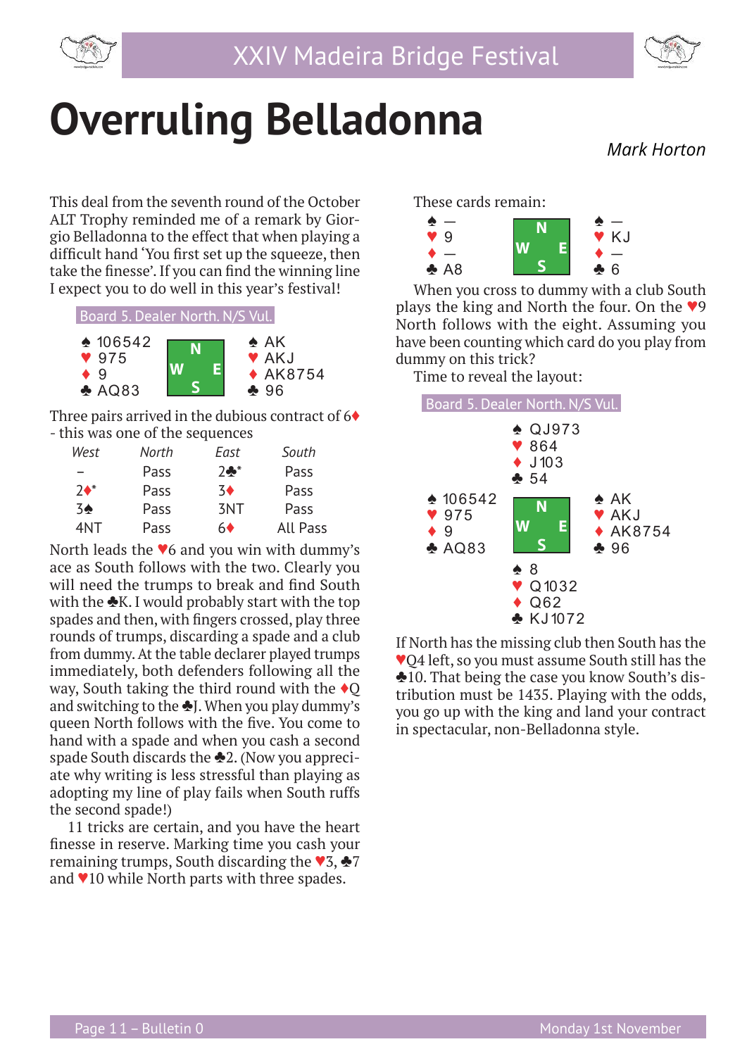# Overruling Belladonna

*Mark Horton*

This deal from the seventh round of the October ALT Trophy reminded me of a remark by Giorgio Belladonna to the effect that when playing a difficult hand 'You first set up the squeeze, then take the finesse'. If you can find the winning line I expect you to do well in this year's festival!

**Board 5. Dealer North. N/S Vul.**

| West | | East |
|---|---|---|
| ♠ 106542 | | ♠ AK |
| ♥ 975 | N / W E / S | ♥ AKJ |
| ♦ 9 | | ♦ AK8754 |
| ♣ AQ83 | | ♣ 96 |

Three pairs arrived in the dubious contract of 6♦ - this was one of the sequences

| *West* | *North* | *East* | *South* |
|---|---|---|---|
| – | Pass | 2♣* | Pass |
| 2♦* | Pass | 3♦ | Pass |
| 3♠ | Pass | 3NT | Pass |
| 4NT | Pass | 6♦ | All Pass |

North leads the ♥6 and you win with dummy's ace as South follows with the two. Clearly you will need the trumps to break and find South with the ♣K. I would probably start with the top spades and then, with fingers crossed, play three rounds of trumps, discarding a spade and a club from dummy. At the table declarer played trumps immediately, both defenders following all the way, South taking the third round with the ♦Q and switching to the ♣J. When you play dummy's queen North follows with the five. You come to hand with a spade and when you cash a second spade South discards the ♣2. (Now you appreciate why writing is less stressful than playing as adopting my line of play fails when South ruffs the second spade!)

11 tricks are certain, and you have the heart finesse in reserve. Marking time you cash your remaining trumps, South discarding the ♥3, ♣7 and ♥10 while North parts with three spades.

These cards remain:

| West | | East |
|---|---|---|
| ♠ — | | ♠ — |
| ♥ 9 | N / W E / S | ♥ KJ |
| ♦ — | | ♦ — |
| ♣ A8 | | ♣ 6 |

When you cross to dummy with a club South plays the king and North the four. On the ♥9 North follows with the eight. Assuming you have been counting which card do you play from dummy on this trick?

Time to reveal the layout:

**Board 5. Dealer North. N/S Vul.**

| | North | |
|---|---|---|
| | ♠ QJ973 | |
| | ♥ 864 | |
| | ♦ J103 | |
| | ♣ 54 | |
| **West** | | **East** |
| ♠ 106542 | | ♠ AK |
| ♥ 975 | | ♥ AKJ |
| ♦ 9 | | ♦ AK8754 |
| ♣ AQ83 | | ♣ 96 |
| | **South** | |
| | ♠ 8 | |
| | ♥ Q1032 | |
| | ♦ Q62 | |
| | ♣ KJ1072 | |

If North has the missing club then South has the ♥Q4 left, so you must assume South still has the ♣10. That being the case you know South's distribution must be 1435. Playing with the odds, you go up with the king and land your contract in spectacular, non-Belladonna style.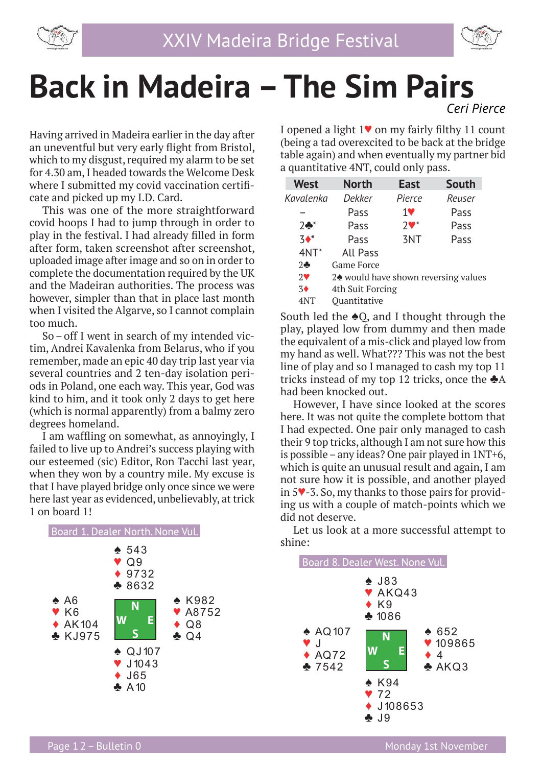# Back in Madeira – The Sim Pairs

*Ceri Pierce*

Having arrived in Madeira earlier in the day after an uneventful but very early flight from Bristol, which to my disgust, required my alarm to be set for 4.30 am, I headed towards the Welcome Desk where I submitted my covid vaccination certificate and picked up my I.D. Card.

This was one of the more straightforward covid hoops I had to jump through in order to play in the festival. I had already filled in form after form, taken screenshot after screenshot, uploaded image after image and so on in order to complete the documentation required by the UK and the Madeiran authorities. The process was however, simpler than that in place last month when I visited the Algarve, so I cannot complain too much.

So – off I went in search of my intended victim, Andrei Kavalenka from Belarus, who if you remember, made an epic 40 day trip last year via several countries and 2 ten-day isolation periods in Poland, one each way. This year, God was kind to him, and it took only 2 days to get here (which is normal apparently) from a balmy zero degrees homeland.

I am waffling on somewhat, as annoyingly, I failed to live up to Andrei's success playing with our esteemed (sic) Editor, Ron Tacchi last year, when they won by a country mile. My excuse is that I have played bridge only once since we were here last year as evidenced, unbelievably, at trick 1 on board 1!

**Board 1. Dealer North. None Vul.**

```
              ♠ 543
              ♥ Q9
              ♦ 9732
              ♣ 8632
♠ A6                        ♠ K982
♥ K6                        ♥ A8752
♦ AK104                     ♦ Q8
♣ KJ975                     ♣ Q4
              ♠ QJ107
              ♥ J1043
              ♦ J65
              ♣ A10
```

I opened a light 1♥ on my fairly filthy 11 count (being a tad overexcited to be back at the bridge table again) and when eventually my partner bid a quantitative 4NT, could only pass.

| West | North | East | South |
|---|---|---|---|
| *Kavalenka* | *Dekker* | *Pierce* | *Reuser* |
| – | Pass | 1♥ | Pass |
| 2♣* | Pass | 2♥* | Pass |
| 3♦* | Pass | 3NT | Pass |
| 4NT* | All Pass | | |

2♣ Game Force
2♥ 2♠ would have shown reversing values
3♦ 4th Suit Forcing
4NT Quantitative

South led the ♠Q, and I thought through the play, played low from dummy and then made the equivalent of a mis-click and played low from my hand as well. What??? This was not the best line of play and so I managed to cash my top 11 tricks instead of my top 12 tricks, once the ♣A had been knocked out.

However, I have since looked at the scores here. It was not quite the complete bottom that I had expected. One pair only managed to cash their 9 top tricks, although I am not sure how this is possible – any ideas? One pair played in 1NT+6, which is quite an unusual result and again, I am not sure how it is possible, and another played in 5♥-3. So, my thanks to those pairs for providing us with a couple of match-points which we did not deserve.

Let us look at a more successful attempt to shine:

**Board 8. Dealer West. None Vul.**

```
              ♠ J83
              ♥ AKQ43
              ♦ K9
              ♣ 1086
♠ AQ107                     ♠ 652
♥ J                         ♥ 109865
♦ AQ72                      ♦ 4
♣ 7542                      ♣ AKQ3
              ♠ K94
              ♥ 72
              ♦ J108653
              ♣ J9
```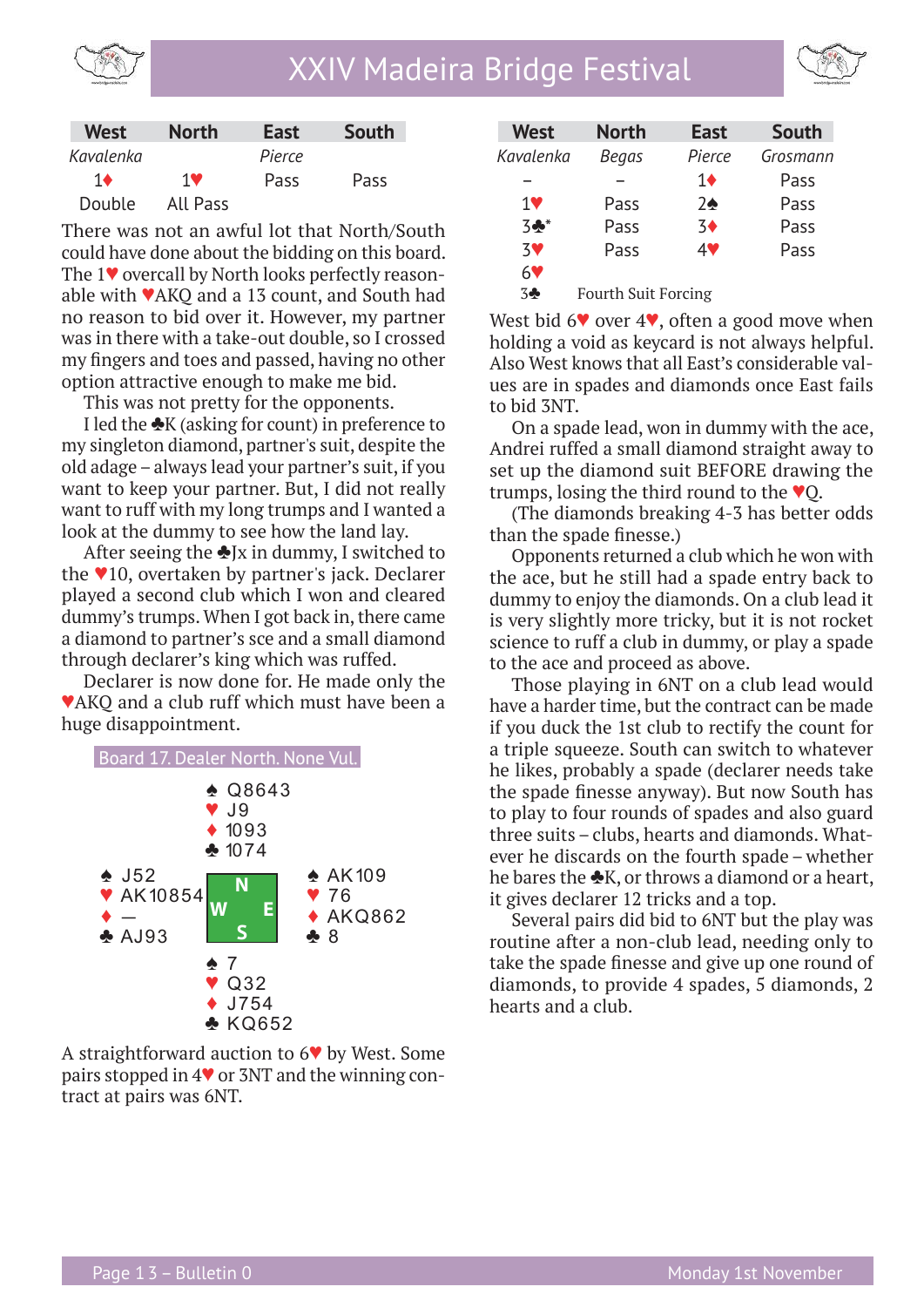| West | North | East | South |
|---|---|---|---|
| *Kavalenka* | | *Pierce* | |
| 1♦ | 1♥ | Pass | Pass |
| Double | All Pass | | |

There was not an awful lot that North/South could have done about the bidding on this board. The 1♥ overcall by North looks perfectly reasonable with ♥AKQ and a 13 count, and South had no reason to bid over it. However, my partner was in there with a take-out double, so I crossed my fingers and toes and passed, having no other option attractive enough to make me bid.

This was not pretty for the opponents.

I led the ♣K (asking for count) in preference to my singleton diamond, partner's suit, despite the old adage – always lead your partner's suit, if you want to keep your partner. But, I did not really want to ruff with my long trumps and I wanted a look at the dummy to see how the land lay.

After seeing the ♣Jx in dummy, I switched to the ♥10, overtaken by partner's jack. Declarer played a second club which I won and cleared dummy's trumps. When I got back in, there came a diamond to partner's sce and a small diamond through declarer's king which was ruffed.

Declarer is now done for. He made only the ♥AKQ and a club ruff which must have been a huge disappointment.

**Board 17. Dealer North. None Vul.**

```
              ♠ Q8643
              ♥ J9
              ♦ 1093
              ♣ 1074
♠ J52                      ♠ AK109
♥ AK10854        N         ♥ 76
♦ —            W   E       ♦ AKQ862
♣ AJ93           S         ♣ 8
              ♠ 7
              ♥ Q32
              ♦ J754
              ♣ KQ652
```

A straightforward auction to 6♥ by West. Some pairs stopped in 4♥ or 3NT and the winning contract at pairs was 6NT.

| West | North | East | South |
|---|---|---|---|
| *Kavalenka* | *Begas* | *Pierce* | *Grosmann* |
| – | – | 1♦ | Pass |
| 1♥ | Pass | 2♠ | Pass |
| 3♣* | Pass | 3♦ | Pass |
| 3♥ | Pass | 4♥ | Pass |
| 6♥ | | | |

3♣ Fourth Suit Forcing

West bid 6♥ over 4♥, often a good move when holding a void as keycard is not always helpful. Also West knows that all East's considerable values are in spades and diamonds once East fails to bid 3NT.

On a spade lead, won in dummy with the ace, Andrei ruffed a small diamond straight away to set up the diamond suit BEFORE drawing the trumps, losing the third round to the ♥Q.

(The diamonds breaking 4-3 has better odds than the spade finesse.)

Opponents returned a club which he won with the ace, but he still had a spade entry back to dummy to enjoy the diamonds. On a club lead it is very slightly more tricky, but it is not rocket science to ruff a club in dummy, or play a spade to the ace and proceed as above.

Those playing in 6NT on a club lead would have a harder time, but the contract can be made if you duck the 1st club to rectify the count for a triple squeeze. South can switch to whatever he likes, probably a spade (declarer needs take the spade finesse anyway). But now South has to play to four rounds of spades and also guard three suits – clubs, hearts and diamonds. Whatever he discards on the fourth spade – whether he bares the ♣K, or throws a diamond or a heart, it gives declarer 12 tricks and a top.

Several pairs did bid to 6NT but the play was routine after a non-club lead, needing only to take the spade finesse and give up one round of diamonds, to provide 4 spades, 5 diamonds, 2 hearts and a club.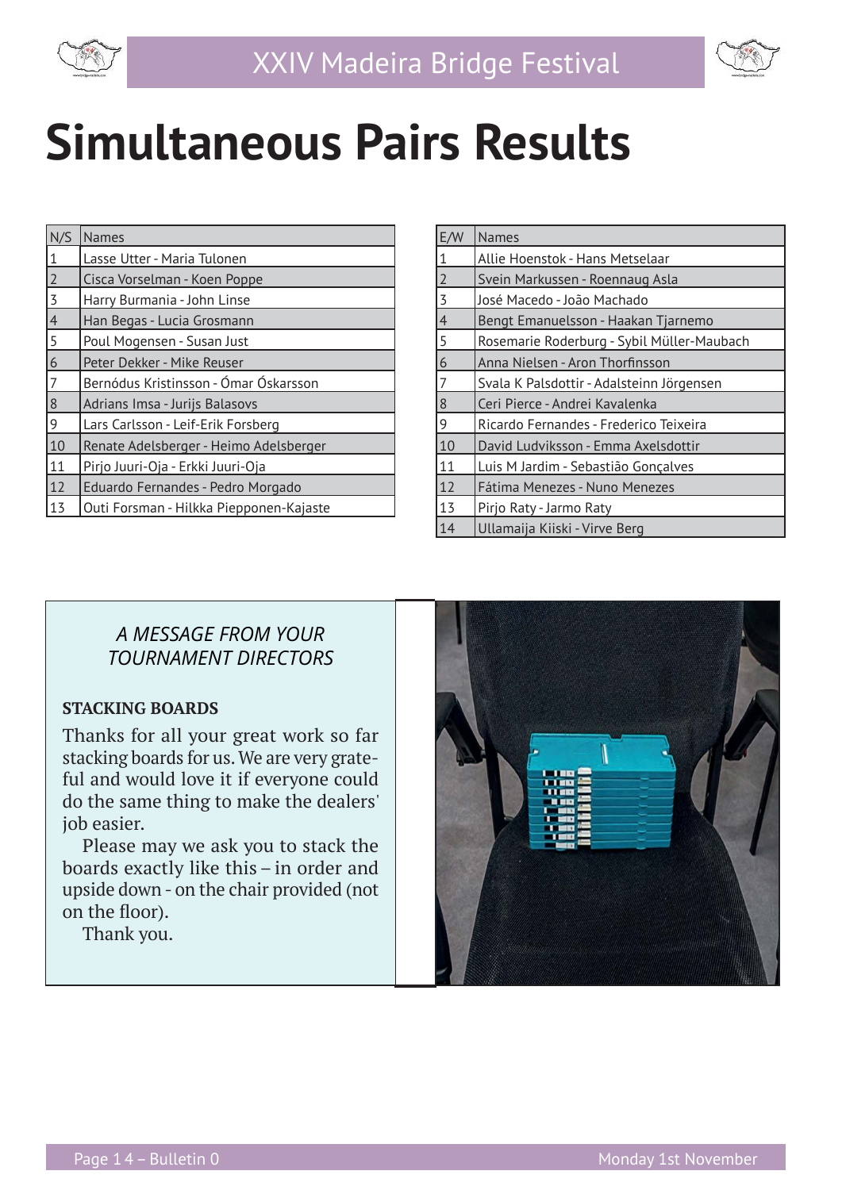# Simultaneous Pairs Results

| N/S | Names |
|---|---|
| 1 | Lasse Utter - Maria Tulonen |
| 2 | Cisca Vorselman - Koen Poppe |
| 3 | Harry Burmania - John Linse |
| 4 | Han Begas - Lucia Grosmann |
| 5 | Poul Mogensen - Susan Just |
| 6 | Peter Dekker - Mike Reuser |
| 7 | Bernódus Kristinsson - Ómar Óskarsson |
| 8 | Adrians Imsa - Jurijs Balasovs |
| 9 | Lars Carlsson - Leif-Erik Forsberg |
| 10 | Renate Adelsberger - Heimo Adelsberger |
| 11 | Pirjo Juuri-Oja - Erkki Juuri-Oja |
| 12 | Eduardo Fernandes - Pedro Morgado |
| 13 | Outi Forsman - Hilkka Piepponen-Kajaste |

| E/W | Names |
|---|---|
| 1 | Allie Hoenstok - Hans Metselaar |
| 2 | Svein Markussen - Roennaug Asla |
| 3 | José Macedo - João Machado |
| 4 | Bengt Emanuelsson - Haakan Tjarnemo |
| 5 | Rosemarie Roderburg - Sybil Müller-Maubach |
| 6 | Anna Nielsen - Aron Thorfinnsson |
| 7 | Svala K Palsdottir - Adalsteinn Jörgensen |
| 8 | Ceri Pierce - Andrei Kavalenka |
| 9 | Ricardo Fernandes - Frederico Teixeira |
| 10 | David Ludviksson - Emma Axelsdottir |
| 11 | Luis M Jardim - Sebastião Gonçalves |
| 12 | Fátima Menezes - Nuno Menezes |
| 13 | Pirjo Raty - Jarmo Raty |
| 14 | Ullamaija Kiiski - Virve Berg |

*A MESSAGE FROM YOUR TOURNAMENT DIRECTORS*

**STACKING BOARDS**

Thanks for all your great work so far stacking boards for us. We are very grateful and would love it if everyone could do the same thing to make the dealers' job easier.

Please may we ask you to stack the boards exactly like this – in order and upside down - on the chair provided (not on the floor).

Thank you.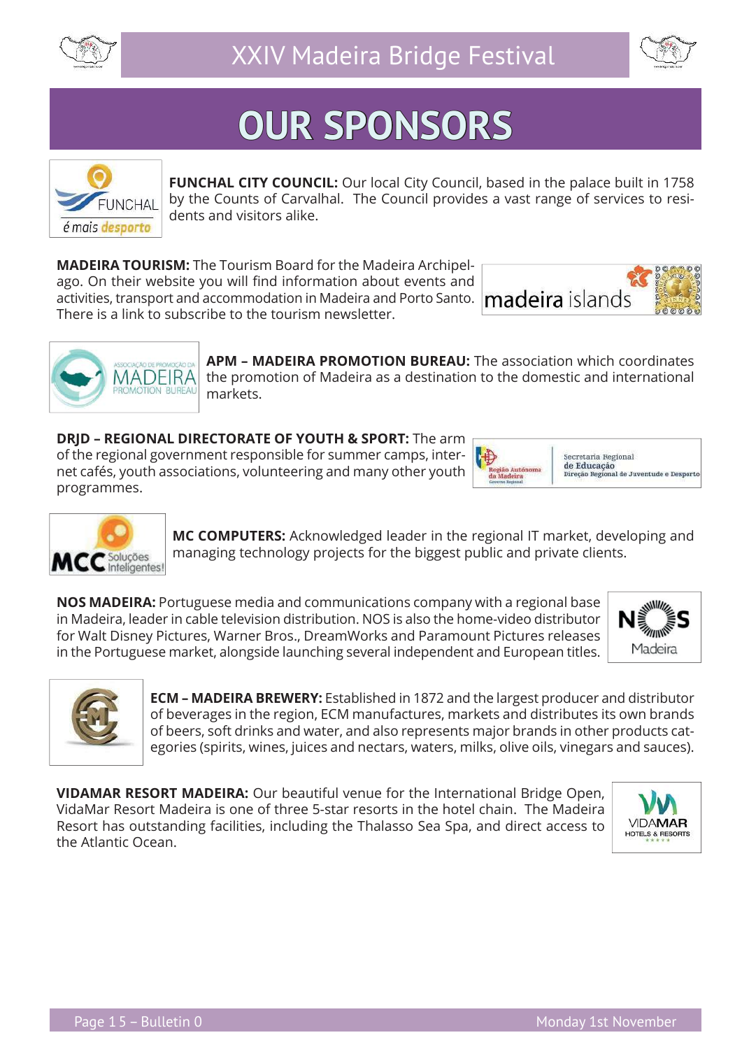# OUR SPONSORS

**FUNCHAL CITY COUNCIL:** Our local City Council, based in the palace built in 1758 by the Counts of Carvalhal. The Council provides a vast range of services to residents and visitors alike.

**MADEIRA TOURISM:** The Tourism Board for the Madeira Archipelago. On their website you will find information about events and activities, transport and accommodation in Madeira and Porto Santo. There is a link to subscribe to the tourism newsletter.

**APM – MADEIRA PROMOTION BUREAU:** The association which coordinates the promotion of Madeira as a destination to the domestic and international markets.

**DRJD – REGIONAL DIRECTORATE OF YOUTH & SPORT:** The arm of the regional government responsible for summer camps, internet cafés, youth associations, volunteering and many other youth programmes.

**MC COMPUTERS:** Acknowledged leader in the regional IT market, developing and managing technology projects for the biggest public and private clients.

**NOS MADEIRA:** Portuguese media and communications company with a regional base in Madeira, leader in cable television distribution. NOS is also the home-video distributor for Walt Disney Pictures, Warner Bros., DreamWorks and Paramount Pictures releases in the Portuguese market, alongside launching several independent and European titles.

**ECM – MADEIRA BREWERY:** Established in 1872 and the largest producer and distributor of beverages in the region, ECM manufactures, markets and distributes its own brands of beers, soft drinks and water, and also represents major brands in other products categories (spirits, wines, juices and nectars, waters, milks, olive oils, vinegars and sauces).

**VIDAMAR RESORT MADEIRA:** Our beautiful venue for the International Bridge Open, VidaMar Resort Madeira is one of three 5-star resorts in the hotel chain. The Madeira Resort has outstanding facilities, including the Thalasso Sea Spa, and direct access to the Atlantic Ocean.